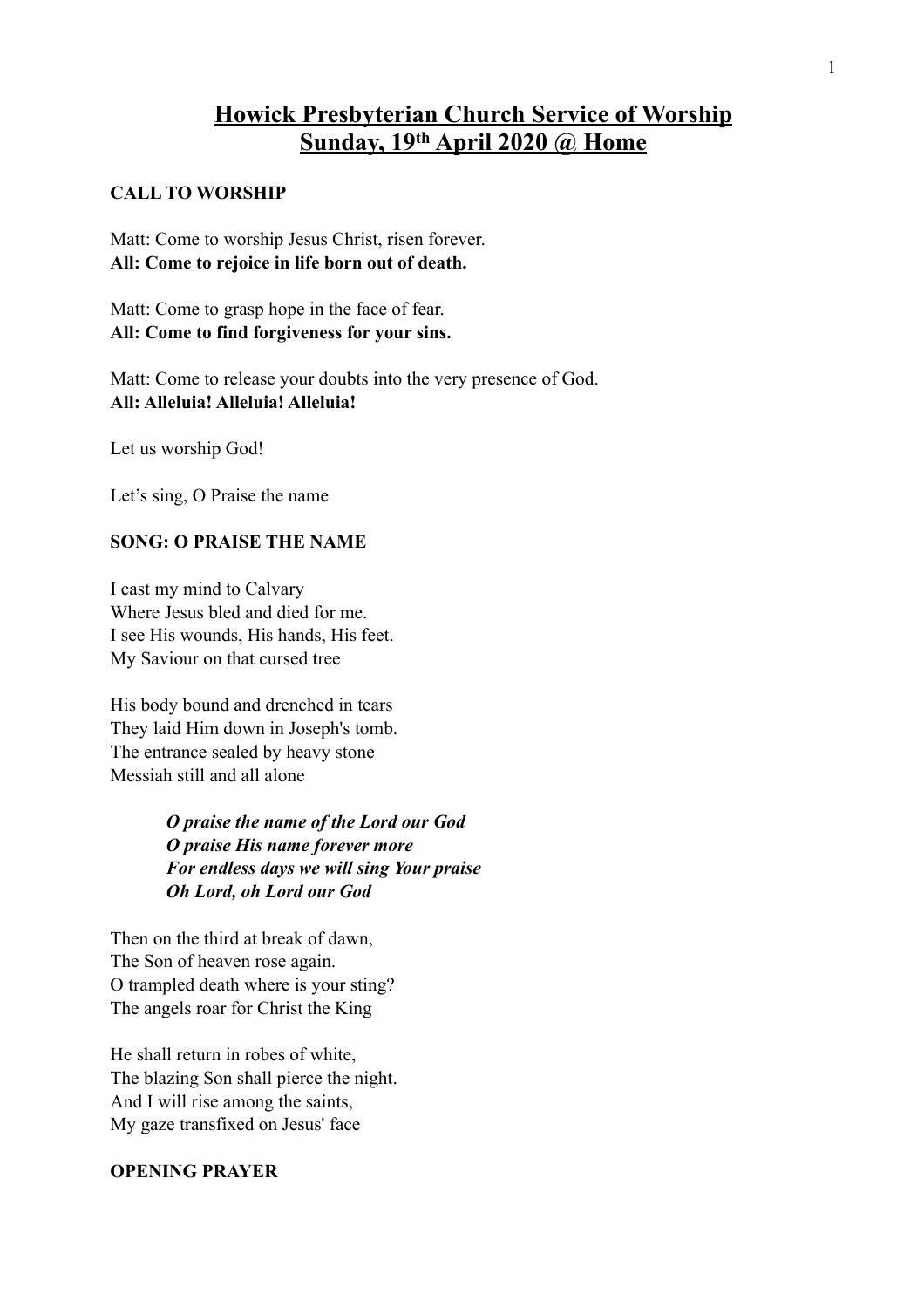# Howick Presbyterian Church Service of Worship
## Sunday, 19th April 2020 @ Home

**CALL TO WORSHIP**

Matt: Come to worship Jesus Christ, risen forever.
**All: Come to rejoice in life born out of death.**

Matt: Come to grasp hope in the face of fear.
**All: Come to find forgiveness for your sins.**

Matt: Come to release your doubts into the very presence of God.
**All: Alleluia! Alleluia! Alleluia!**

Let us worship God!

Let's sing, O Praise the name

**SONG: O PRAISE THE NAME**

I cast my mind to Calvary
Where Jesus bled and died for me.
I see His wounds, His hands, His feet.
My Saviour on that cursed tree

His body bound and drenched in tears
They laid Him down in Joseph's tomb.
The entrance sealed by heavy stone
Messiah still and all alone

> ***O praise the name of the Lord our God***
> ***O praise His name forever more***
> ***For endless days we will sing Your praise***
> ***Oh Lord, oh Lord our God***

Then on the third at break of dawn,
The Son of heaven rose again.
O trampled death where is your sting?
The angels roar for Christ the King

He shall return in robes of white,
The blazing Son shall pierce the night.
And I will rise among the saints,
My gaze transfixed on Jesus' face

**OPENING PRAYER**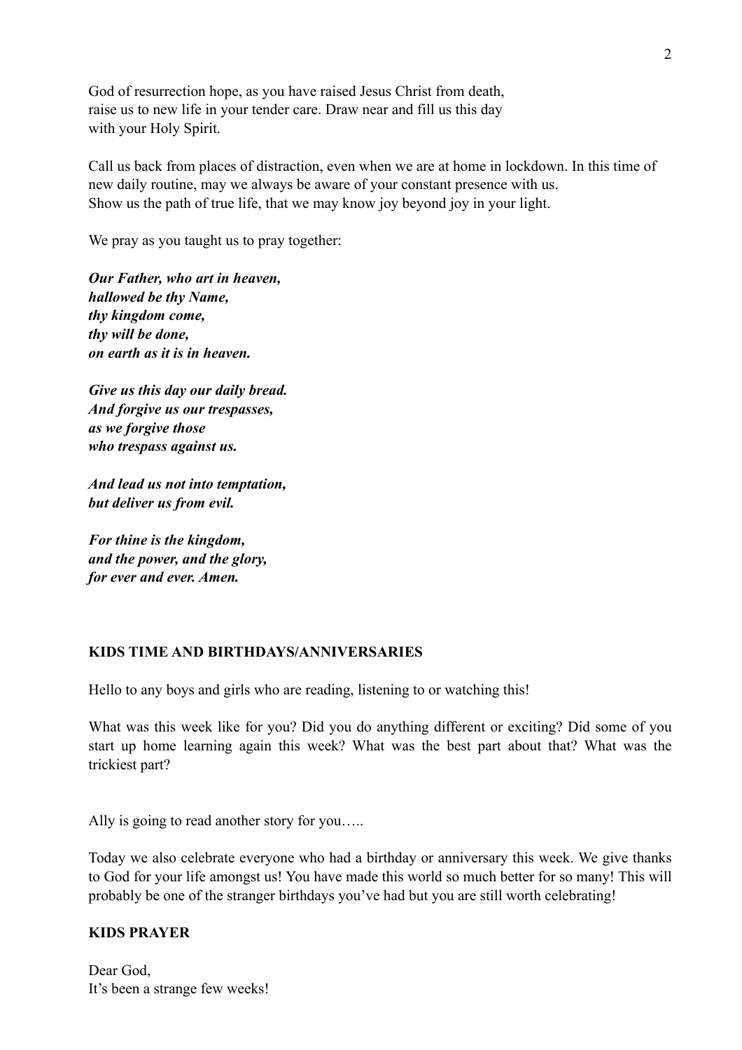God of resurrection hope, as you have raised Jesus Christ from death,
raise us to new life in your tender care. Draw near and fill us this day
with your Holy Spirit.

Call us back from places of distraction, even when we are at home in lockdown. In this time of new daily routine, may we always be aware of your constant presence with us.
Show us the path of true life, that we may know joy beyond joy in your light.

We pray as you taught us to pray together:

***Our Father, who art in heaven,***
***hallowed be thy Name,***
***thy kingdom come,***
***thy will be done,***
***on earth as it is in heaven.***

***Give us this day our daily bread.***
***And forgive us our trespasses,***
***as we forgive those***
***who trespass against us.***

***And lead us not into temptation,***
***but deliver us from evil.***

***For thine is the kingdom,***
***and the power, and the glory,***
***for ever and ever. Amen.***

**KIDS TIME AND BIRTHDAYS/ANNIVERSARIES**

Hello to any boys and girls who are reading, listening to or watching this!

What was this week like for you? Did you do anything different or exciting? Did some of you start up home learning again this week? What was the best part about that? What was the trickiest part?

Ally is going to read another story for you…..

Today we also celebrate everyone who had a birthday or anniversary this week. We give thanks to God for your life amongst us! You have made this world so much better for so many! This will probably be one of the stranger birthdays you've had but you are still worth celebrating!

**KIDS PRAYER**

Dear God,
It's been a strange few weeks!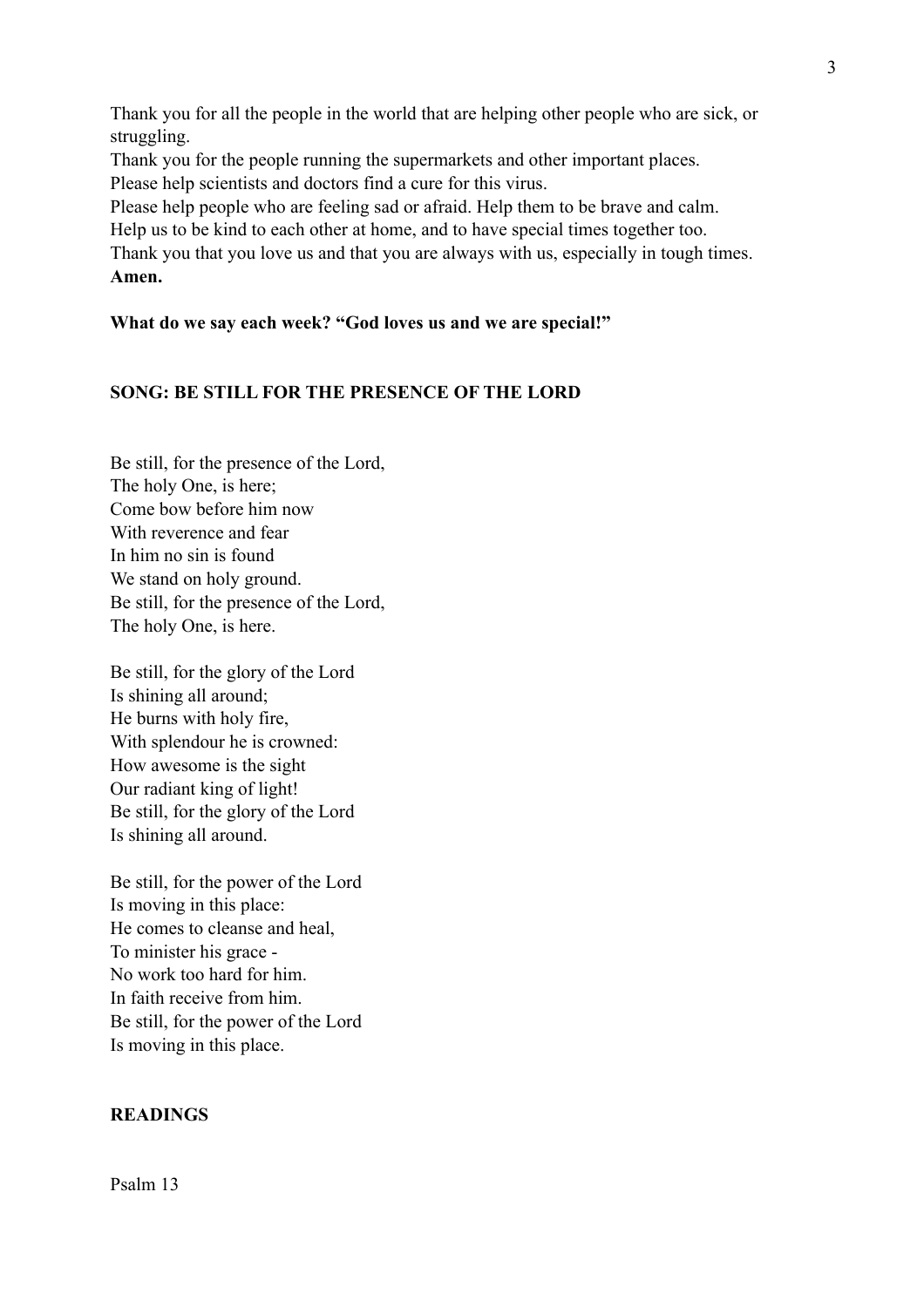Thank you for all the people in the world that are helping other people who are sick, or struggling.
Thank you for the people running the supermarkets and other important places.
Please help scientists and doctors find a cure for this virus.
Please help people who are feeling sad or afraid. Help them to be brave and calm.
Help us to be kind to each other at home, and to have special times together too.
Thank you that you love us and that you are always with us, especially in tough times.
**Amen.**

**What do we say each week? "God loves us and we are special!"**

**SONG: BE STILL FOR THE PRESENCE OF THE LORD**

Be still, for the presence of the Lord,
The holy One, is here;
Come bow before him now
With reverence and fear
In him no sin is found
We stand on holy ground.
Be still, for the presence of the Lord,
The holy One, is here.

Be still, for the glory of the Lord
Is shining all around;
He burns with holy fire,
With splendour he is crowned:
How awesome is the sight
Our radiant king of light!
Be still, for the glory of the Lord
Is shining all around.

Be still, for the power of the Lord
Is moving in this place:
He comes to cleanse and heal,
To minister his grace -
No work too hard for him.
In faith receive from him.
Be still, for the power of the Lord
Is moving in this place.

**READINGS**

Psalm 13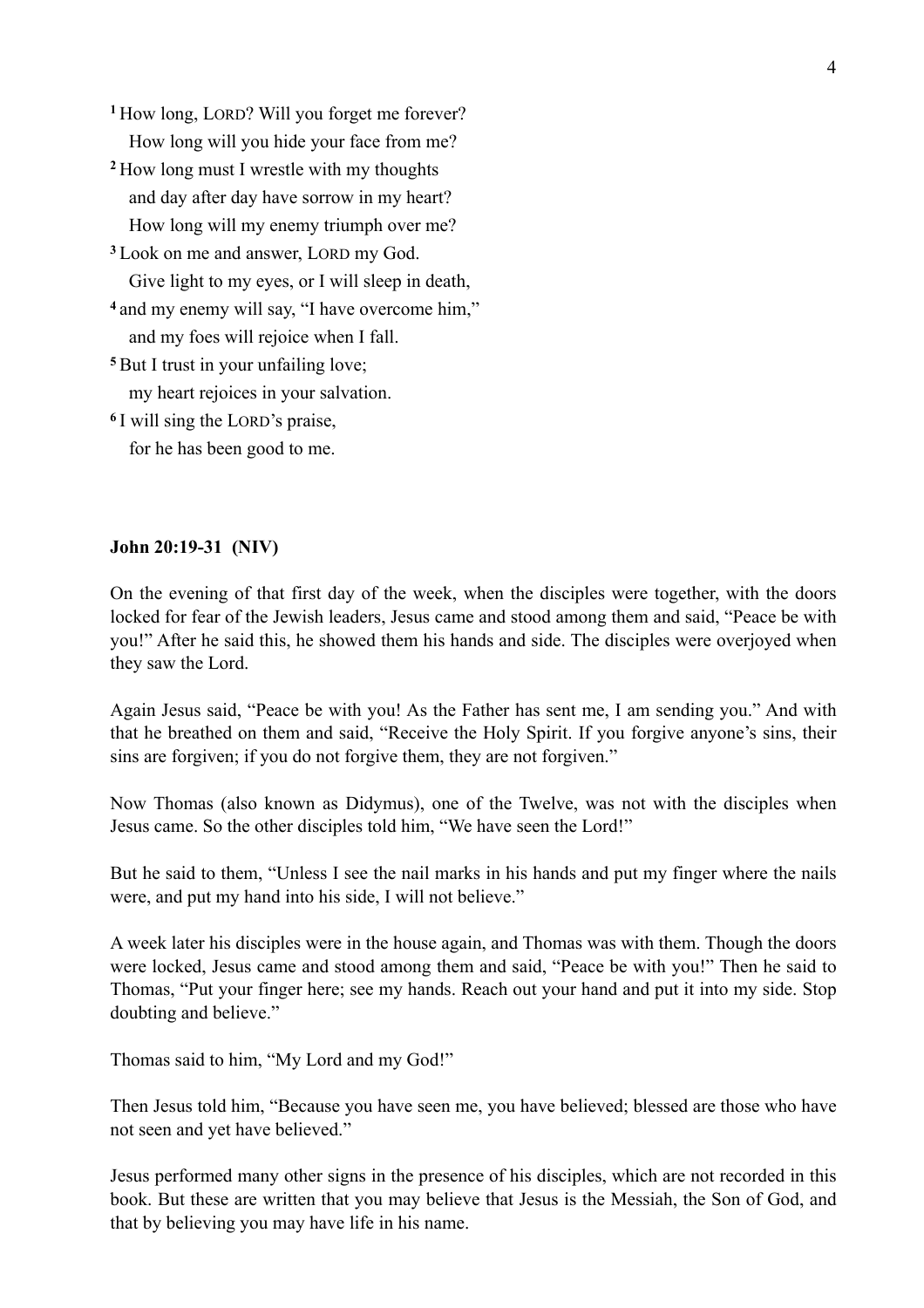[1] How long, LORD? Will you forget me forever?
  How long will you hide your face from me?
[2] How long must I wrestle with my thoughts
  and day after day have sorrow in my heart?
  How long will my enemy triumph over me?
[3] Look on me and answer, LORD my God.
  Give light to my eyes, or I will sleep in death,
[4] and my enemy will say, "I have overcome him,"
  and my foes will rejoice when I fall.
[5] But I trust in your unfailing love;
  my heart rejoices in your salvation.
[6] I will sing the LORD's praise,
  for he has been good to me.

**John 20:19-31 (NIV)**

On the evening of that first day of the week, when the disciples were together, with the doors locked for fear of the Jewish leaders, Jesus came and stood among them and said, "Peace be with you!" After he said this, he showed them his hands and side. The disciples were overjoyed when they saw the Lord.

Again Jesus said, "Peace be with you! As the Father has sent me, I am sending you." And with that he breathed on them and said, "Receive the Holy Spirit. If you forgive anyone's sins, their sins are forgiven; if you do not forgive them, they are not forgiven."

Now Thomas (also known as Didymus), one of the Twelve, was not with the disciples when Jesus came. So the other disciples told him, "We have seen the Lord!"

But he said to them, "Unless I see the nail marks in his hands and put my finger where the nails were, and put my hand into his side, I will not believe."

A week later his disciples were in the house again, and Thomas was with them. Though the doors were locked, Jesus came and stood among them and said, "Peace be with you!" Then he said to Thomas, "Put your finger here; see my hands. Reach out your hand and put it into my side. Stop doubting and believe."

Thomas said to him, "My Lord and my God!"

Then Jesus told him, "Because you have seen me, you have believed; blessed are those who have not seen and yet have believed."

Jesus performed many other signs in the presence of his disciples, which are not recorded in this book. But these are written that you may believe that Jesus is the Messiah, the Son of God, and that by believing you may have life in his name.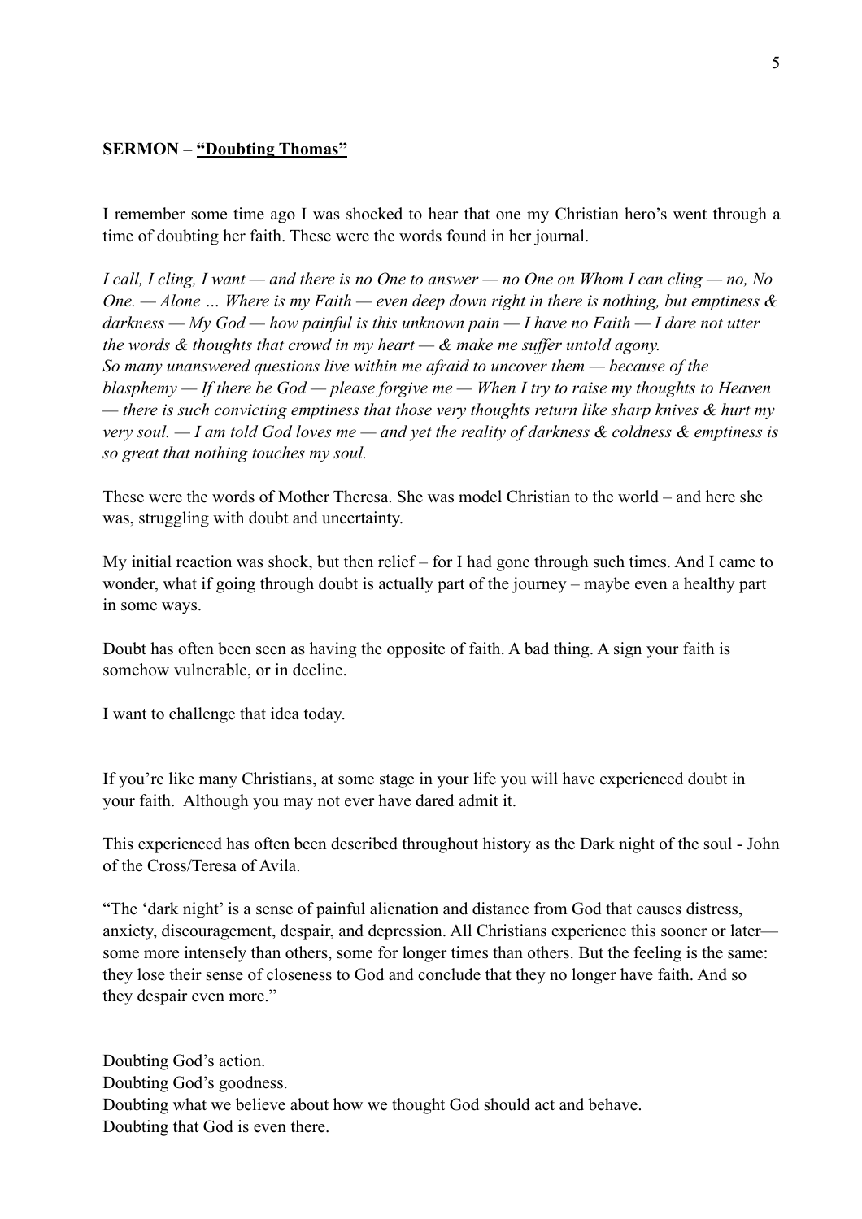**SERMON – "Doubting Thomas"**

I remember some time ago I was shocked to hear that one my Christian hero's went through a time of doubting her faith. These were the words found in her journal.

*I call, I cling, I want — and there is no One to answer — no One on Whom I can cling — no, No One. — Alone … Where is my Faith — even deep down right in there is nothing, but emptiness & darkness — My God — how painful is this unknown pain — I have no Faith — I dare not utter the words & thoughts that crowd in my heart — & make me suffer untold agony.*
*So many unanswered questions live within me afraid to uncover them — because of the blasphemy — If there be God — please forgive me — When I try to raise my thoughts to Heaven — there is such convicting emptiness that those very thoughts return like sharp knives & hurt my very soul. — I am told God loves me — and yet the reality of darkness & coldness & emptiness is so great that nothing touches my soul.*

These were the words of Mother Theresa. She was model Christian to the world – and here she was, struggling with doubt and uncertainty.

My initial reaction was shock, but then relief – for I had gone through such times. And I came to wonder, what if going through doubt is actually part of the journey – maybe even a healthy part in some ways.

Doubt has often been seen as having the opposite of faith. A bad thing. A sign your faith is somehow vulnerable, or in decline.

I want to challenge that idea today.

If you're like many Christians, at some stage in your life you will have experienced doubt in your faith. Although you may not ever have dared admit it.

This experienced has often been described throughout history as the Dark night of the soul - John of the Cross/Teresa of Avila.

"The 'dark night' is a sense of painful alienation and distance from God that causes distress, anxiety, discouragement, despair, and depression. All Christians experience this sooner or later—some more intensely than others, some for longer times than others. But the feeling is the same: they lose their sense of closeness to God and conclude that they no longer have faith. And so they despair even more."

Doubting God's action.
Doubting God's goodness.
Doubting what we believe about how we thought God should act and behave.
Doubting that God is even there.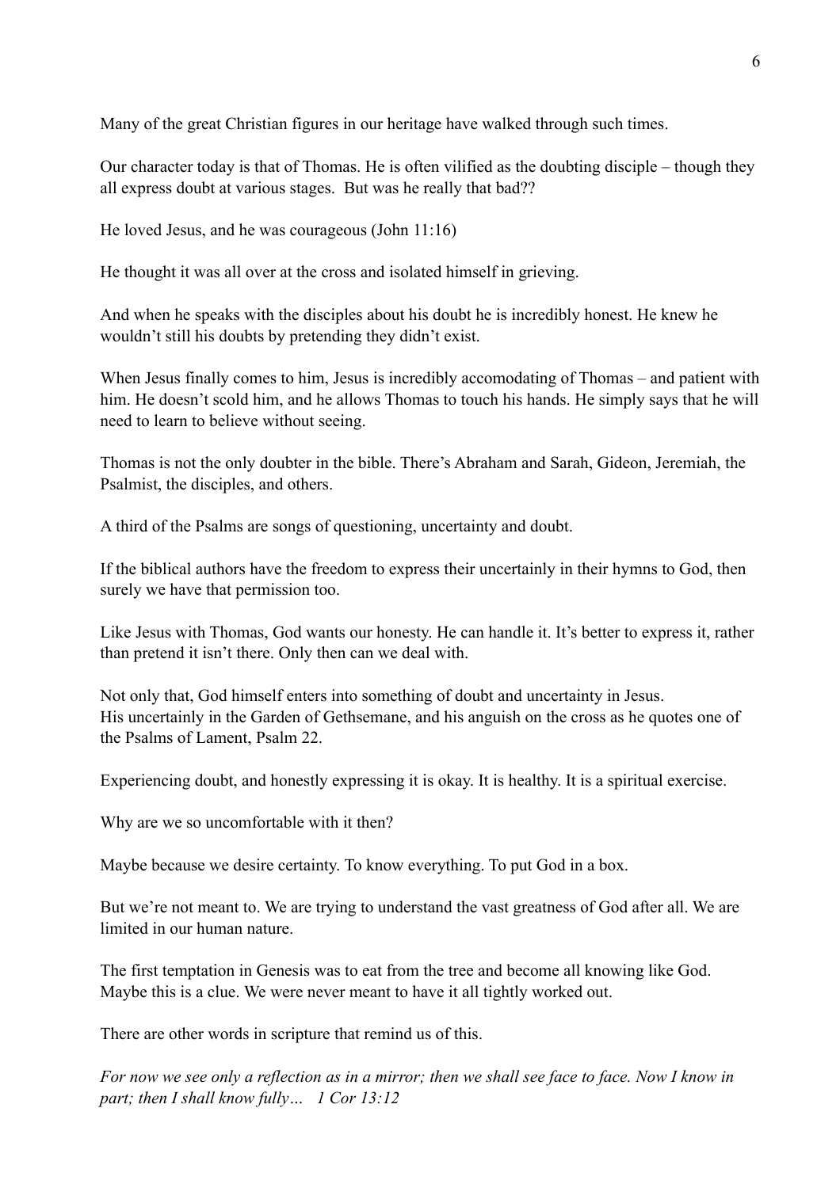Many of the great Christian figures in our heritage have walked through such times.

Our character today is that of Thomas. He is often vilified as the doubting disciple – though they all express doubt at various stages. But was he really that bad??

He loved Jesus, and he was courageous (John 11:16)

He thought it was all over at the cross and isolated himself in grieving.

And when he speaks with the disciples about his doubt he is incredibly honest. He knew he wouldn't still his doubts by pretending they didn't exist.

When Jesus finally comes to him, Jesus is incredibly accomodating of Thomas – and patient with him. He doesn't scold him, and he allows Thomas to touch his hands. He simply says that he will need to learn to believe without seeing.

Thomas is not the only doubter in the bible. There's Abraham and Sarah, Gideon, Jeremiah, the Psalmist, the disciples, and others.

A third of the Psalms are songs of questioning, uncertainty and doubt.

If the biblical authors have the freedom to express their uncertainly in their hymns to God, then surely we have that permission too.

Like Jesus with Thomas, God wants our honesty. He can handle it. It's better to express it, rather than pretend it isn't there. Only then can we deal with.

Not only that, God himself enters into something of doubt and uncertainty in Jesus.
His uncertainly in the Garden of Gethsemane, and his anguish on the cross as he quotes one of the Psalms of Lament, Psalm 22.

Experiencing doubt, and honestly expressing it is okay. It is healthy. It is a spiritual exercise.

Why are we so uncomfortable with it then?

Maybe because we desire certainty. To know everything. To put God in a box.

But we're not meant to. We are trying to understand the vast greatness of God after all. We are limited in our human nature.

The first temptation in Genesis was to eat from the tree and become all knowing like God. Maybe this is a clue. We were never meant to have it all tightly worked out.

There are other words in scripture that remind us of this.

*For now we see only a reflection as in a mirror; then we shall see face to face. Now I know in part; then I shall know fully… 1 Cor 13:12*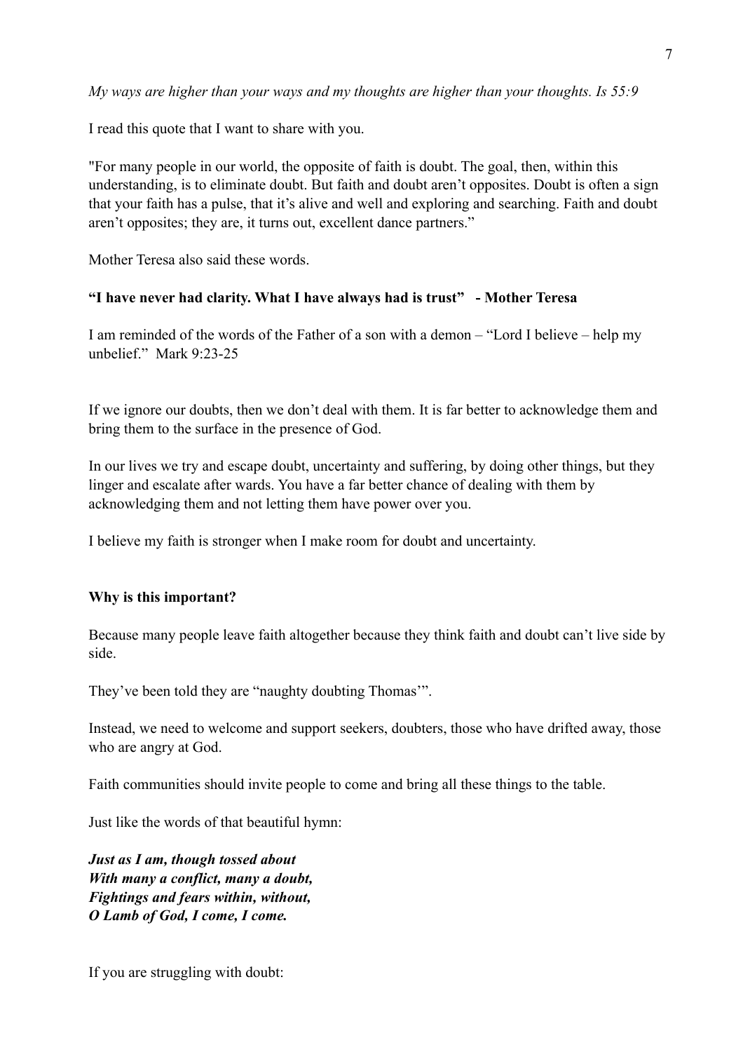*My ways are higher than your ways and my thoughts are higher than your thoughts. Is 55:9*

I read this quote that I want to share with you.

"For many people in our world, the opposite of faith is doubt. The goal, then, within this understanding, is to eliminate doubt. But faith and doubt aren't opposites. Doubt is often a sign that your faith has a pulse, that it's alive and well and exploring and searching. Faith and doubt aren't opposites; they are, it turns out, excellent dance partners."

Mother Teresa also said these words.

**"I have never had clarity. What I have always had is trust" - Mother Teresa**

I am reminded of the words of the Father of a son with a demon – "Lord I believe – help my unbelief." Mark 9:23-25

If we ignore our doubts, then we don't deal with them. It is far better to acknowledge them and bring them to the surface in the presence of God.

In our lives we try and escape doubt, uncertainty and suffering, by doing other things, but they linger and escalate after wards. You have a far better chance of dealing with them by acknowledging them and not letting them have power over you.

I believe my faith is stronger when I make room for doubt and uncertainty.

**Why is this important?**

Because many people leave faith altogether because they think faith and doubt can't live side by side.

They've been told they are "naughty doubting Thomas'".

Instead, we need to welcome and support seekers, doubters, those who have drifted away, those who are angry at God.

Faith communities should invite people to come and bring all these things to the table.

Just like the words of that beautiful hymn:

***Just as I am, though tossed about***
***With many a conflict, many a doubt,***
***Fightings and fears within, without,***
***O Lamb of God, I come, I come.***

If you are struggling with doubt: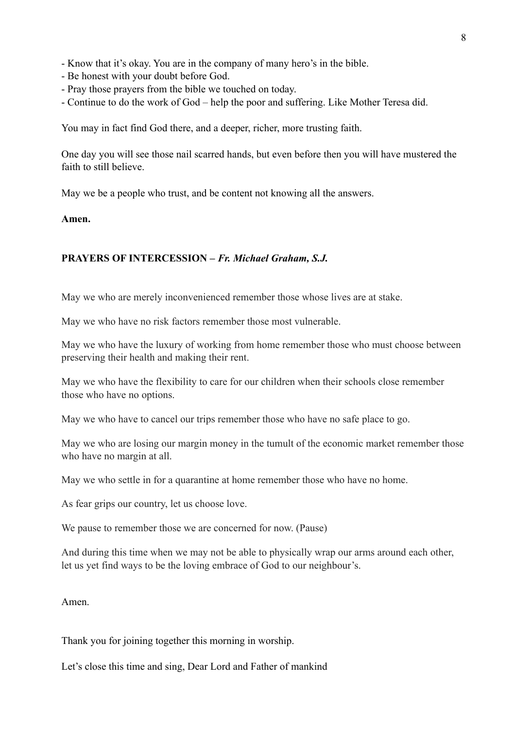- Know that it's okay. You are in the company of many hero's in the bible.
- Be honest with your doubt before God.
- Pray those prayers from the bible we touched on today.
- Continue to do the work of God – help the poor and suffering. Like Mother Teresa did.

You may in fact find God there, and a deeper, richer, more trusting faith.

One day you will see those nail scarred hands, but even before then you will have mustered the faith to still believe.

May we be a people who trust, and be content not knowing all the answers.

**Amen.**

**PRAYERS OF INTERCESSION –** ***Fr. Michael Graham, S.J.***

May we who are merely inconvenienced remember those whose lives are at stake.

May we who have no risk factors remember those most vulnerable.

May we who have the luxury of working from home remember those who must choose between preserving their health and making their rent.

May we who have the flexibility to care for our children when their schools close remember those who have no options.

May we who have to cancel our trips remember those who have no safe place to go.

May we who are losing our margin money in the tumult of the economic market remember those who have no margin at all.

May we who settle in for a quarantine at home remember those who have no home.

As fear grips our country, let us choose love.

We pause to remember those we are concerned for now. (Pause)

And during this time when we may not be able to physically wrap our arms around each other, let us yet find ways to be the loving embrace of God to our neighbour's.

Amen.

Thank you for joining together this morning in worship.

Let's close this time and sing, Dear Lord and Father of mankind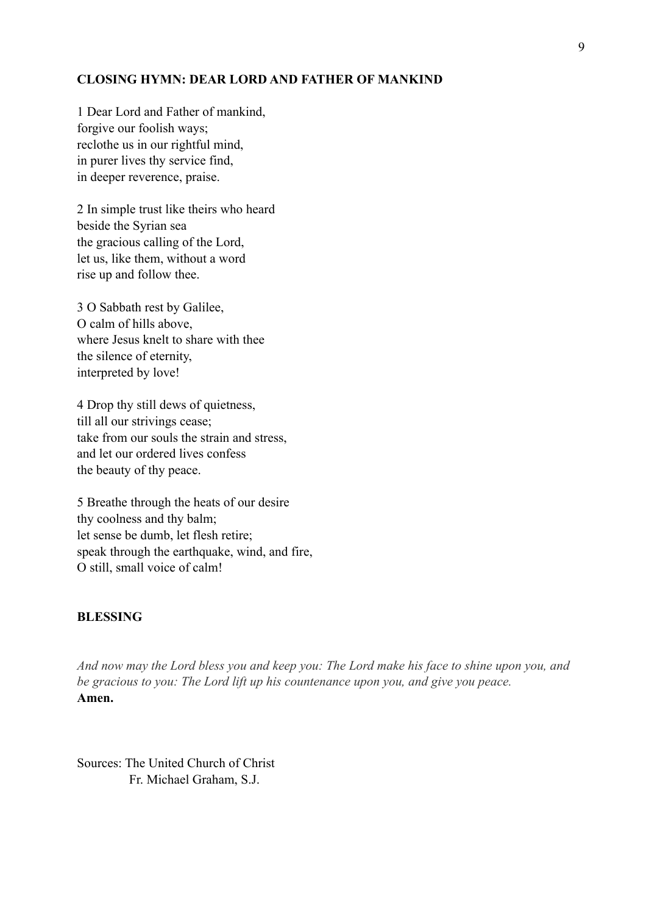**CLOSING HYMN: DEAR LORD AND FATHER OF MANKIND**

1 Dear Lord and Father of mankind,
forgive our foolish ways;
reclothe us in our rightful mind,
in purer lives thy service find,
in deeper reverence, praise.

2 In simple trust like theirs who heard
beside the Syrian sea
the gracious calling of the Lord,
let us, like them, without a word
rise up and follow thee.

3 O Sabbath rest by Galilee,
O calm of hills above,
where Jesus knelt to share with thee
the silence of eternity,
interpreted by love!

4 Drop thy still dews of quietness,
till all our strivings cease;
take from our souls the strain and stress,
and let our ordered lives confess
the beauty of thy peace.

5 Breathe through the heats of our desire
thy coolness and thy balm;
let sense be dumb, let flesh retire;
speak through the earthquake, wind, and fire,
O still, small voice of calm!

**BLESSING**

*And now may the Lord bless you and keep you: The Lord make his face to shine upon you, and be gracious to you: The Lord lift up his countenance upon you, and give you peace.*
**Amen.**

Sources: The United Church of Christ
Fr. Michael Graham, S.J.